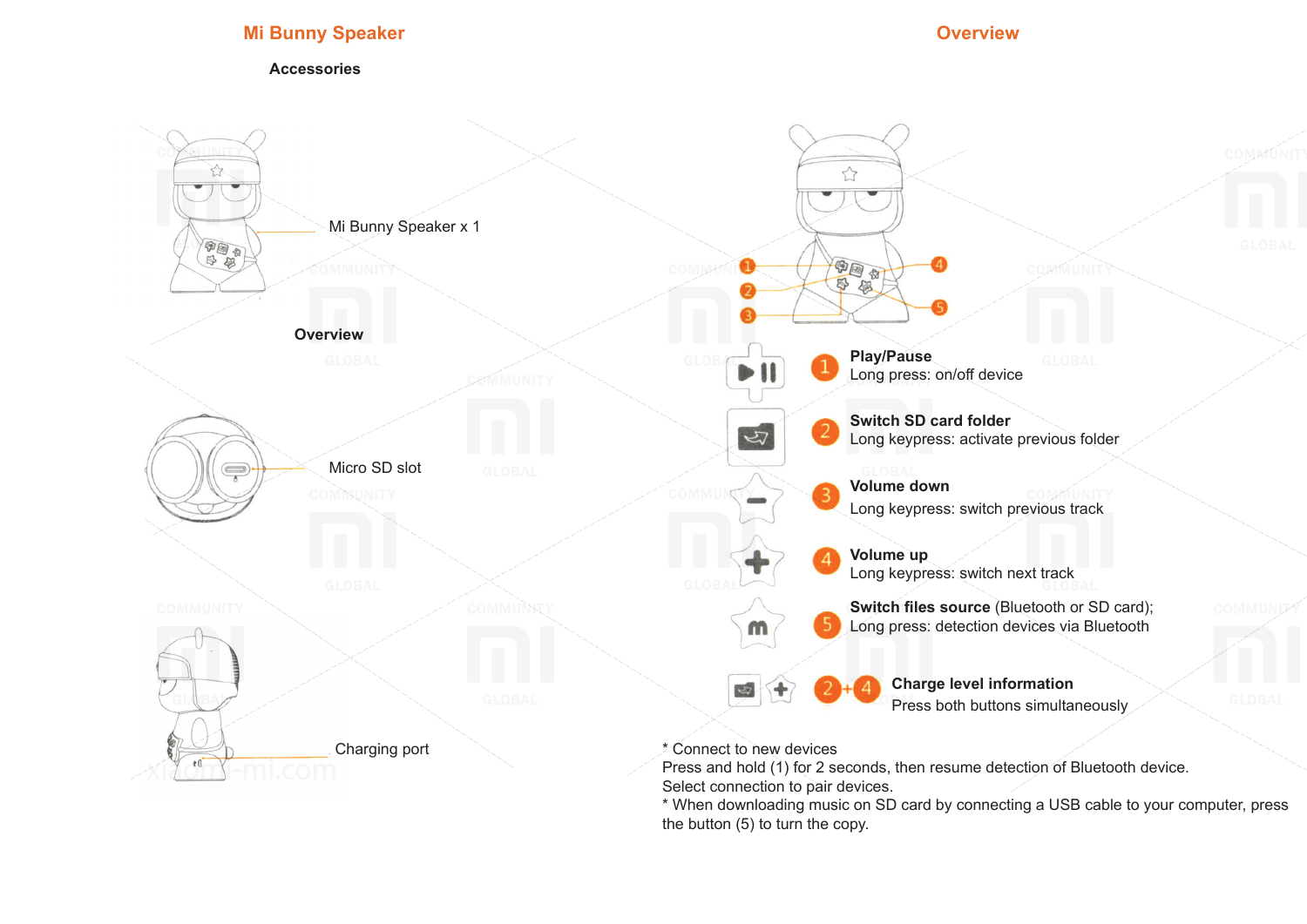# Mi Bunny Speaker

## Accessories

Mi Bunny Speaker x 1

## Overview

Micro SD slot

Charging port

# Overview

1 2 3 4 5

1 **Play/Pause**
Long press: on/off device

2 **Switch SD card folder**
Long keypress: activate previous folder

3 **Volume down**
Long keypress: switch previous track

4 **Volume up**
Long keypress: switch next track

5 **Switch files source** (Bluetooth or SD card);
Long press: detection devices via Bluetooth

2+4 **Charge level information**
Press both buttons simultaneously

* Connect to new devices
Press and hold (1) for 2 seconds, then resume detection of Bluetooth device.
Select connection to pair devices.
* When downloading music on SD card by connecting a USB cable to your computer, press the button (5) to turn the copy.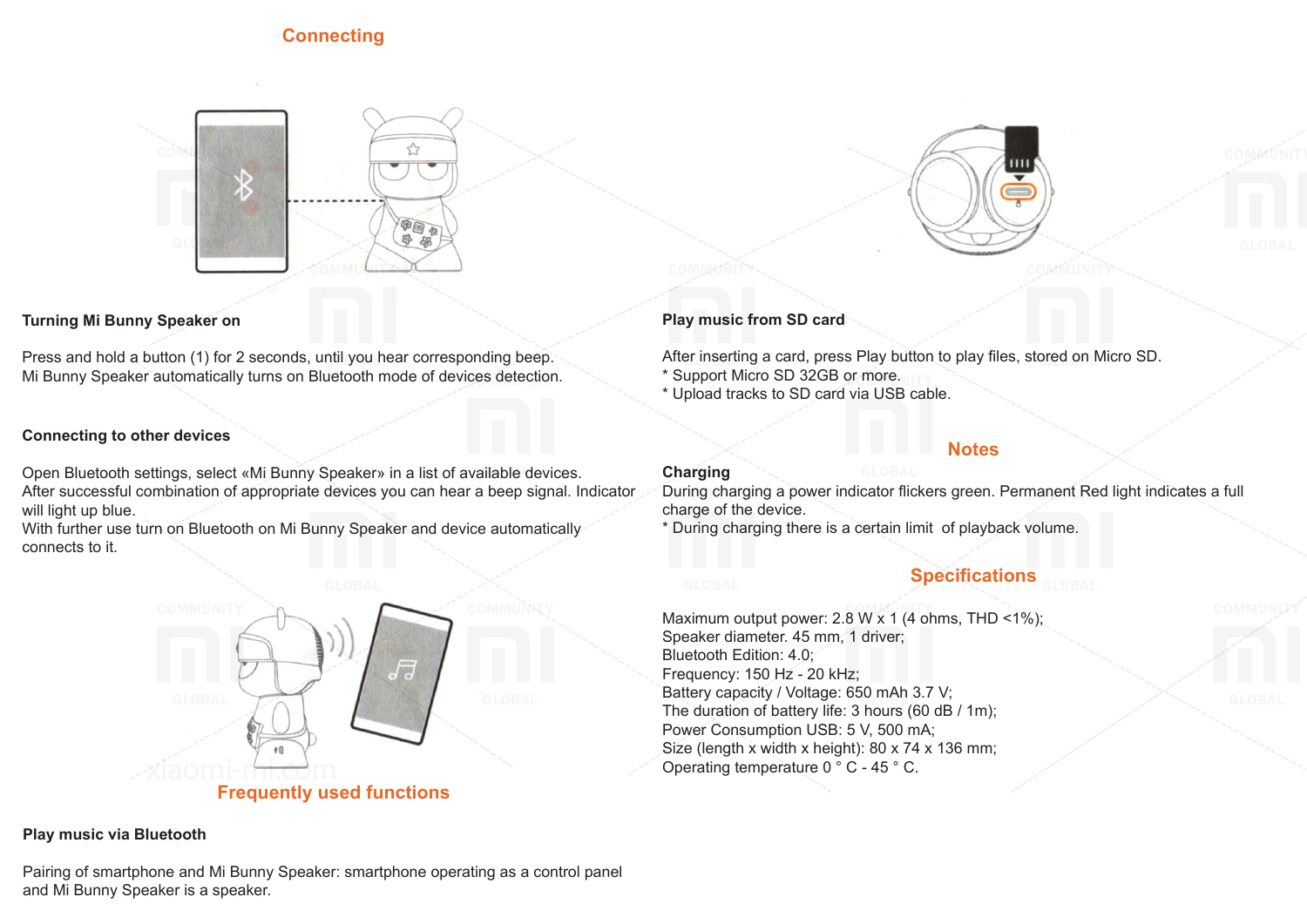## Connecting

**Turning Mi Bunny Speaker on**

Press and hold a button (1) for 2 seconds, until you hear corresponding beep.
Mi Bunny Speaker automatically turns on Bluetooth mode of devices detection.

**Connecting to other devices**

Open Bluetooth settings, select «Mi Bunny Speaker» in a list of available devices.
After successful combination of appropriate devices you can hear a beep signal. Indicator will light up blue.
With further use turn on Bluetooth on Mi Bunny Speaker and device automatically connects to it.

## Frequently used functions

**Play music via Bluetooth**

Pairing of smartphone and Mi Bunny Speaker: smartphone operating as a control panel and Mi Bunny Speaker is a speaker.

**Play music from SD card**

After inserting a card, press Play button to play files, stored on Micro SD.
* Support Micro SD 32GB or more.
* Upload tracks to SD card via USB cable.

## Notes

**Charging**
During charging a power indicator flickers green. Permanent Red light indicates a full charge of the device.
* During charging there is a certain limit  of playback volume.

## Specifications

Maximum output power: 2.8 W x 1 (4 ohms, THD <1%);
Speaker diameter. 45 mm, 1 driver;
Bluetooth Edition: 4.0;
Frequency: 150 Hz - 20 kHz;
Battery capacity / Voltage: 650 mAh 3.7 V;
The duration of battery life: 3 hours (60 dB / 1m);
Power Consumption USB: 5 V, 500 mA;
Size (length x width x height): 80 x 74 x 136 mm;
Operating temperature 0 ° C - 45 ° C.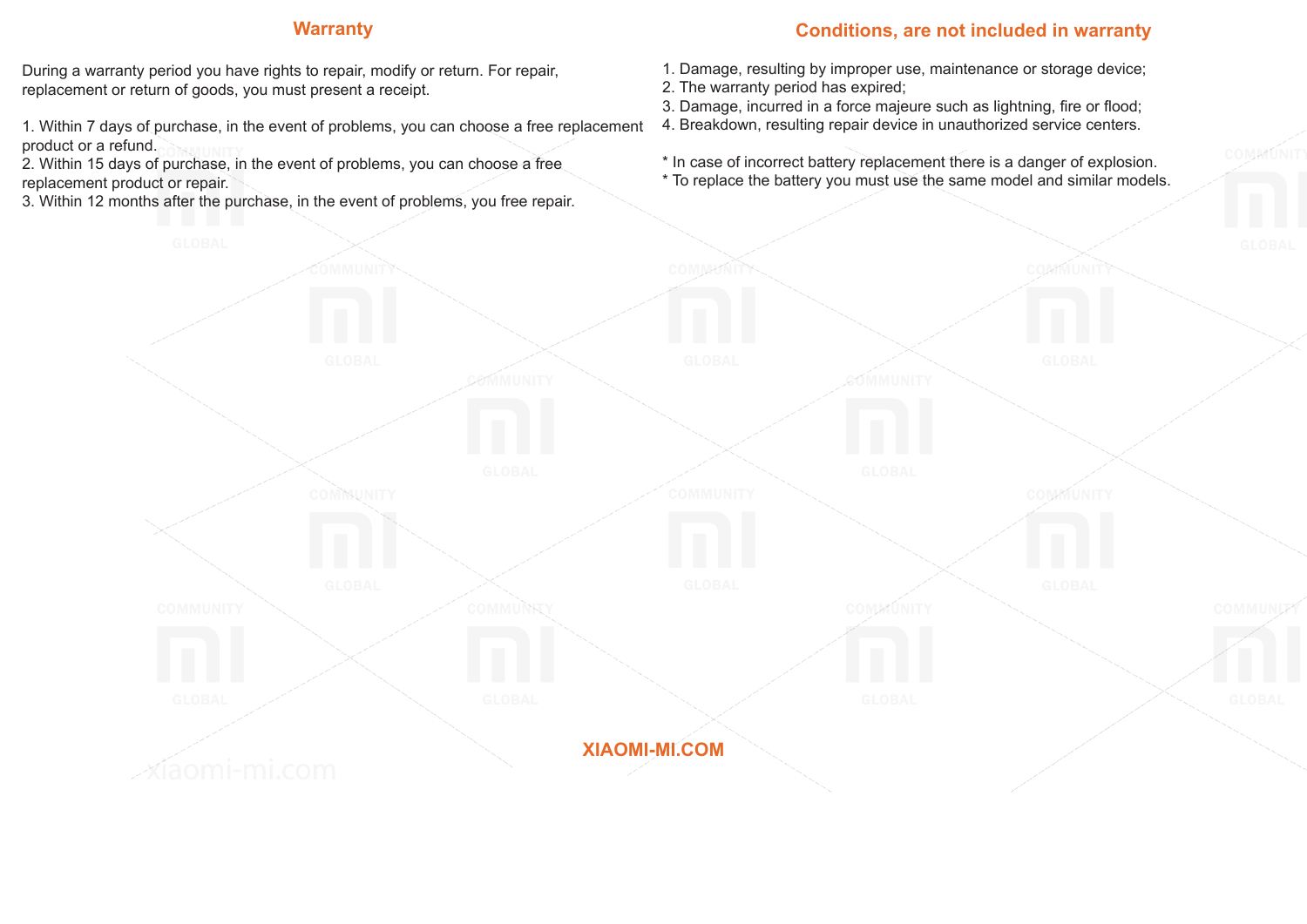## Warranty

During a warranty period you have rights to repair, modify or return. For repair, replacement or return of goods, you must present a receipt.

1. Within 7 days of purchase, in the event of problems, you can choose a free replacement product or a refund.
2. Within 15 days of purchase, in the event of problems, you can choose a free replacement product or repair.
3. Within 12 months after the purchase, in the event of problems, you free repair.

## Conditions, are not included in warranty

1. Damage, resulting by improper use, maintenance or storage device;
2. The warranty period has expired;
3. Damage, incurred in a force majeure such as lightning, fire or flood;
4. Breakdown, resulting repair device in unauthorized service centers.

* In case of incorrect battery replacement there is a danger of explosion.
* To replace the battery you must use the same model and similar models.

**XIAOMI-MI.COM**